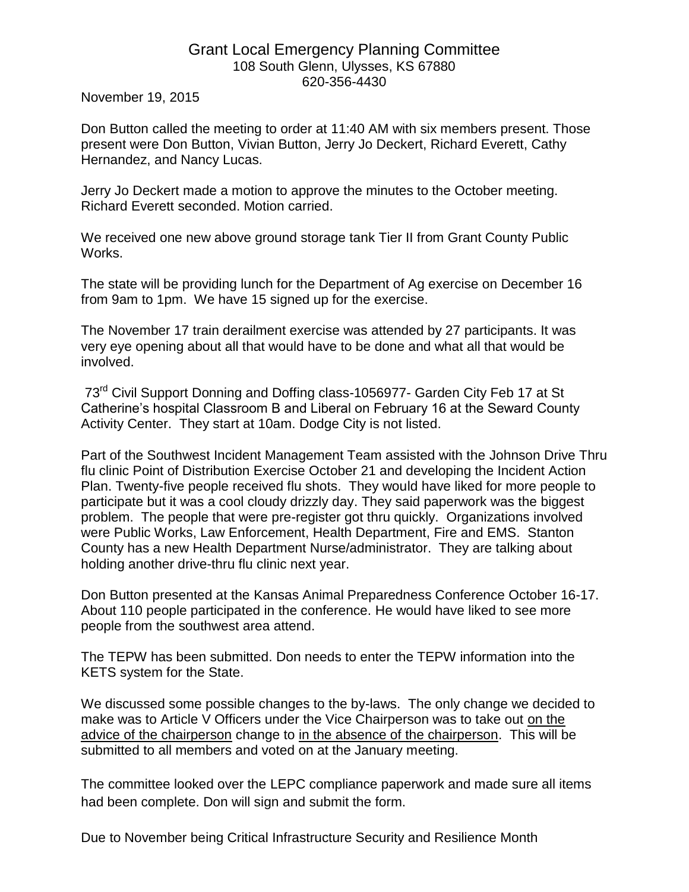# Grant Local Emergency Planning Committee

108 South Glenn, Ulysses, KS 67880
620-356-4430

November 19, 2015

Don Button called the meeting to order at 11:40 AM with six members present. Those present were Don Button, Vivian Button, Jerry Jo Deckert, Richard Everett, Cathy Hernandez, and Nancy Lucas.

Jerry Jo Deckert made a motion to approve the minutes to the October meeting. Richard Everett seconded. Motion carried.

We received one new above ground storage tank Tier II from Grant County Public Works.

The state will be providing lunch for the Department of Ag exercise on December 16 from 9am to 1pm. We have 15 signed up for the exercise.

The November 17 train derailment exercise was attended by 27 participants. It was very eye opening about all that would have to be done and what all that would be involved.

73rd Civil Support Donning and Doffing class-1056977- Garden City Feb 17 at St Catherine's hospital Classroom B and Liberal on February 16 at the Seward County Activity Center. They start at 10am. Dodge City is not listed.

Part of the Southwest Incident Management Team assisted with the Johnson Drive Thru flu clinic Point of Distribution Exercise October 21 and developing the Incident Action Plan. Twenty-five people received flu shots. They would have liked for more people to participate but it was a cool cloudy drizzly day. They said paperwork was the biggest problem. The people that were pre-register got thru quickly. Organizations involved were Public Works, Law Enforcement, Health Department, Fire and EMS. Stanton County has a new Health Department Nurse/administrator. They are talking about holding another drive-thru flu clinic next year.

Don Button presented at the Kansas Animal Preparedness Conference October 16-17. About 110 people participated in the conference. He would have liked to see more people from the southwest area attend.

The TEPW has been submitted. Don needs to enter the TEPW information into the KETS system for the State.

We discussed some possible changes to the by-laws. The only change we decided to make was to Article V Officers under the Vice Chairperson was to take out <u>on the advice of the chairperson</u> change to <u>in the absence of the chairperson</u>. This will be submitted to all members and voted on at the January meeting.

The committee looked over the LEPC compliance paperwork and made sure all items had been complete. Don will sign and submit the form.

Due to November being Critical Infrastructure Security and Resilience Month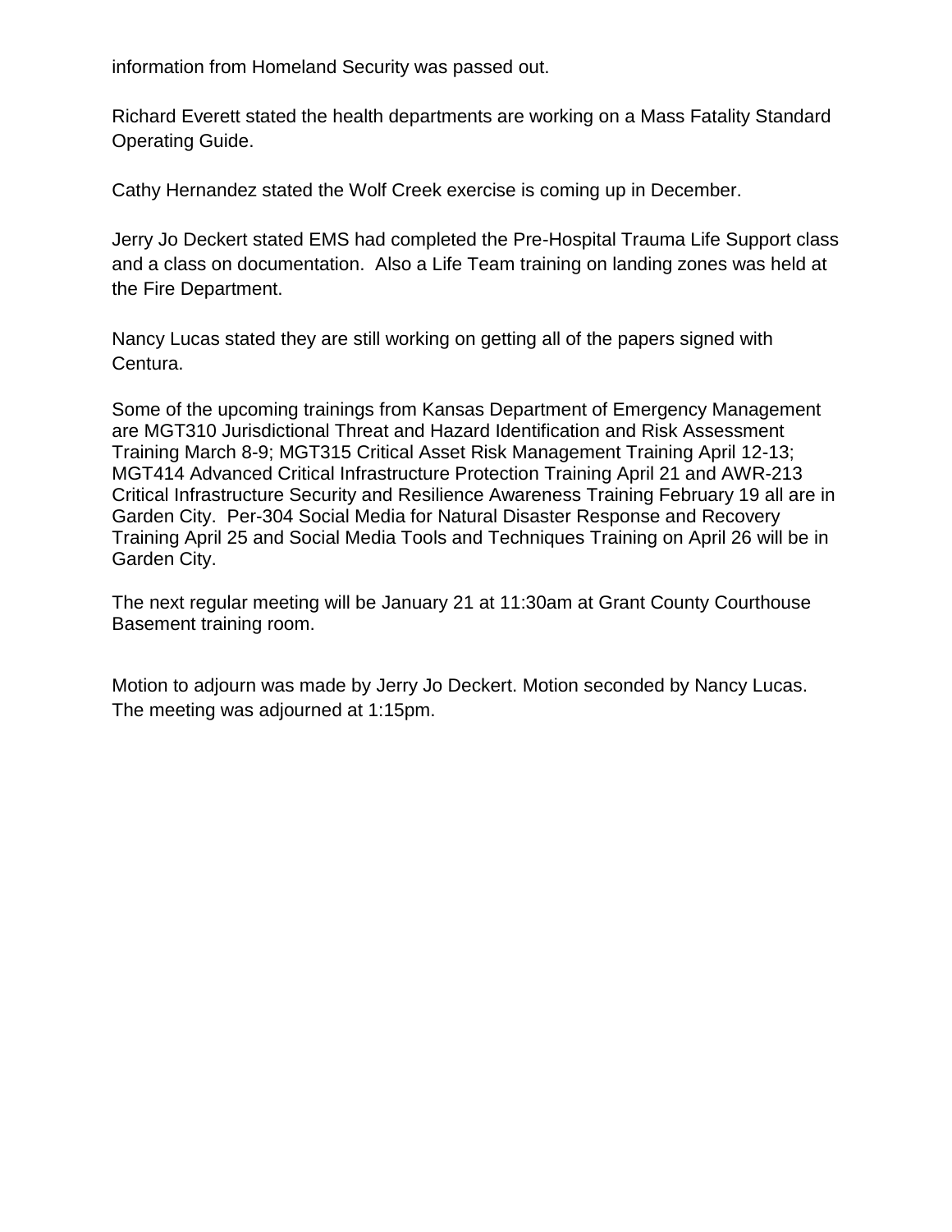information from Homeland Security was passed out.

Richard Everett stated the health departments are working on a Mass Fatality Standard Operating Guide.

Cathy Hernandez stated the Wolf Creek exercise is coming up in December.

Jerry Jo Deckert stated EMS had completed the Pre-Hospital Trauma Life Support class and a class on documentation. Also a Life Team training on landing zones was held at the Fire Department.

Nancy Lucas stated they are still working on getting all of the papers signed with Centura.

Some of the upcoming trainings from Kansas Department of Emergency Management are MGT310 Jurisdictional Threat and Hazard Identification and Risk Assessment Training March 8-9; MGT315 Critical Asset Risk Management Training April 12-13; MGT414 Advanced Critical Infrastructure Protection Training April 21 and AWR-213 Critical Infrastructure Security and Resilience Awareness Training February 19 all are in Garden City. Per-304 Social Media for Natural Disaster Response and Recovery Training April 25 and Social Media Tools and Techniques Training on April 26 will be in Garden City.

The next regular meeting will be January 21 at 11:30am at Grant County Courthouse Basement training room.

Motion to adjourn was made by Jerry Jo Deckert. Motion seconded by Nancy Lucas. The meeting was adjourned at 1:15pm.